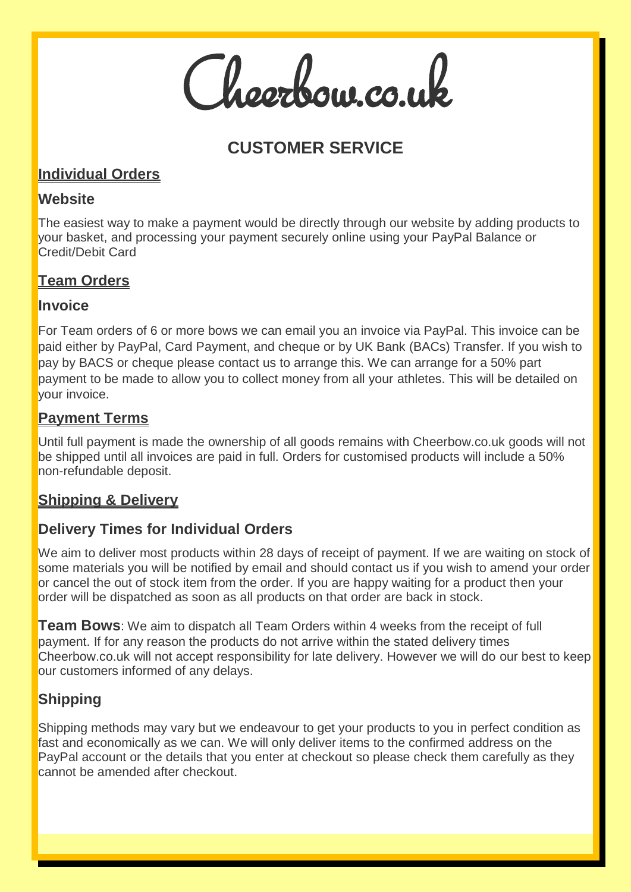# Cheerbow.co.uk

## CUSTOMER SERVICE

### Individual Orders

#### Website

The easiest way to make a payment would be directly through our website by adding products to your basket, and processing your payment securely online using your PayPal Balance or Credit/Debit Card

### Team Orders

#### Invoice

For Team orders of 6 or more bows we can email you an invoice via PayPal. This invoice can be paid either by PayPal, Card Payment, and cheque or by UK Bank (BACs) Transfer. If you wish to pay by BACS or cheque please contact us to arrange this. We can arrange for a 50% part payment to be made to allow you to collect money from all your athletes. This will be detailed on your invoice.

### Payment Terms

Until full payment is made the ownership of all goods remains with Cheerbow.co.uk goods will not be shipped until all invoices are paid in full. Orders for customised products will include a 50% non-refundable deposit.

### Shipping & Delivery

#### Delivery Times for Individual Orders

We aim to deliver most products within 28 days of receipt of payment. If we are waiting on stock of some materials you will be notified by email and should contact us if you wish to amend your order or cancel the out of stock item from the order. If you are happy waiting for a product then your order will be dispatched as soon as all products on that order are back in stock.

**Team Bows**: We aim to dispatch all Team Orders within 4 weeks from the receipt of full payment. If for any reason the products do not arrive within the stated delivery times Cheerbow.co.uk will not accept responsibility for late delivery. However we will do our best to keep our customers informed of any delays.

#### Shipping

Shipping methods may vary but we endeavour to get your products to you in perfect condition as fast and economically as we can. We will only deliver items to the confirmed address on the PayPal account or the details that you enter at checkout so please check them carefully as they cannot be amended after checkout.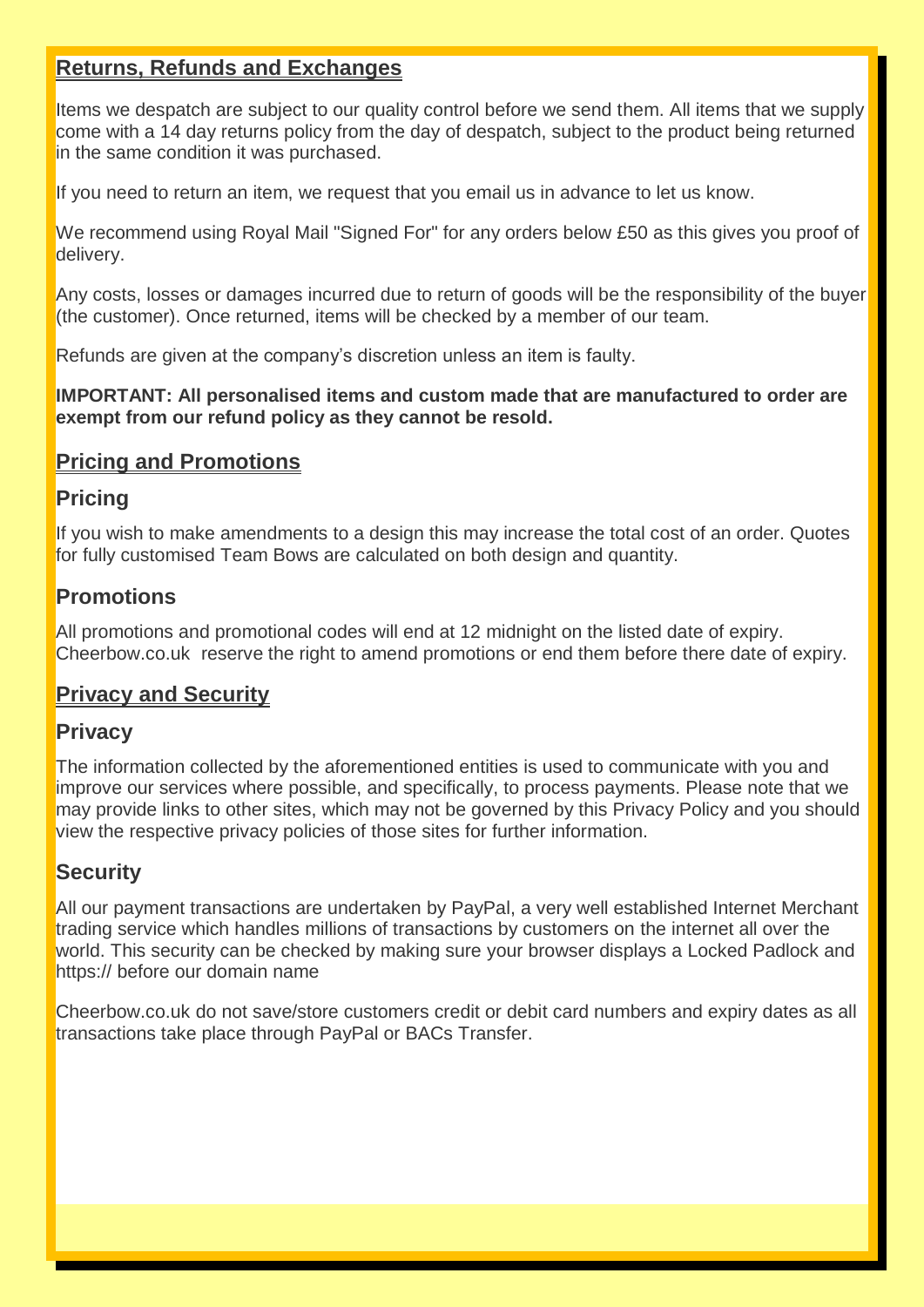## Returns, Refunds and Exchanges

Items we despatch are subject to our quality control before we send them. All items that we supply come with a 14 day returns policy from the day of despatch, subject to the product being returned in the same condition it was purchased.

If you need to return an item, we request that you email us in advance to let us know.

We recommend using Royal Mail "Signed For" for any orders below £50 as this gives you proof of delivery.

Any costs, losses or damages incurred due to return of goods will be the responsibility of the buyer (the customer). Once returned, items will be checked by a member of our team.

Refunds are given at the company's discretion unless an item is faulty.

**IMPORTANT: All personalised items and custom made that are manufactured to order are exempt from our refund policy as they cannot be resold.**

## Pricing and Promotions

### Pricing

If you wish to make amendments to a design this may increase the total cost of an order. Quotes for fully customised Team Bows are calculated on both design and quantity.

### Promotions

All promotions and promotional codes will end at 12 midnight on the listed date of expiry. Cheerbow.co.uk reserve the right to amend promotions or end them before there date of expiry.

## Privacy and Security

### Privacy

The information collected by the aforementioned entities is used to communicate with you and improve our services where possible, and specifically, to process payments. Please note that we may provide links to other sites, which may not be governed by this Privacy Policy and you should view the respective privacy policies of those sites for further information.

### Security

All our payment transactions are undertaken by PayPal, a very well established Internet Merchant trading service which handles millions of transactions by customers on the internet all over the world. This security can be checked by making sure your browser displays a Locked Padlock and https:// before our domain name

Cheerbow.co.uk do not save/store customers credit or debit card numbers and expiry dates as all transactions take place through PayPal or BACs Transfer.